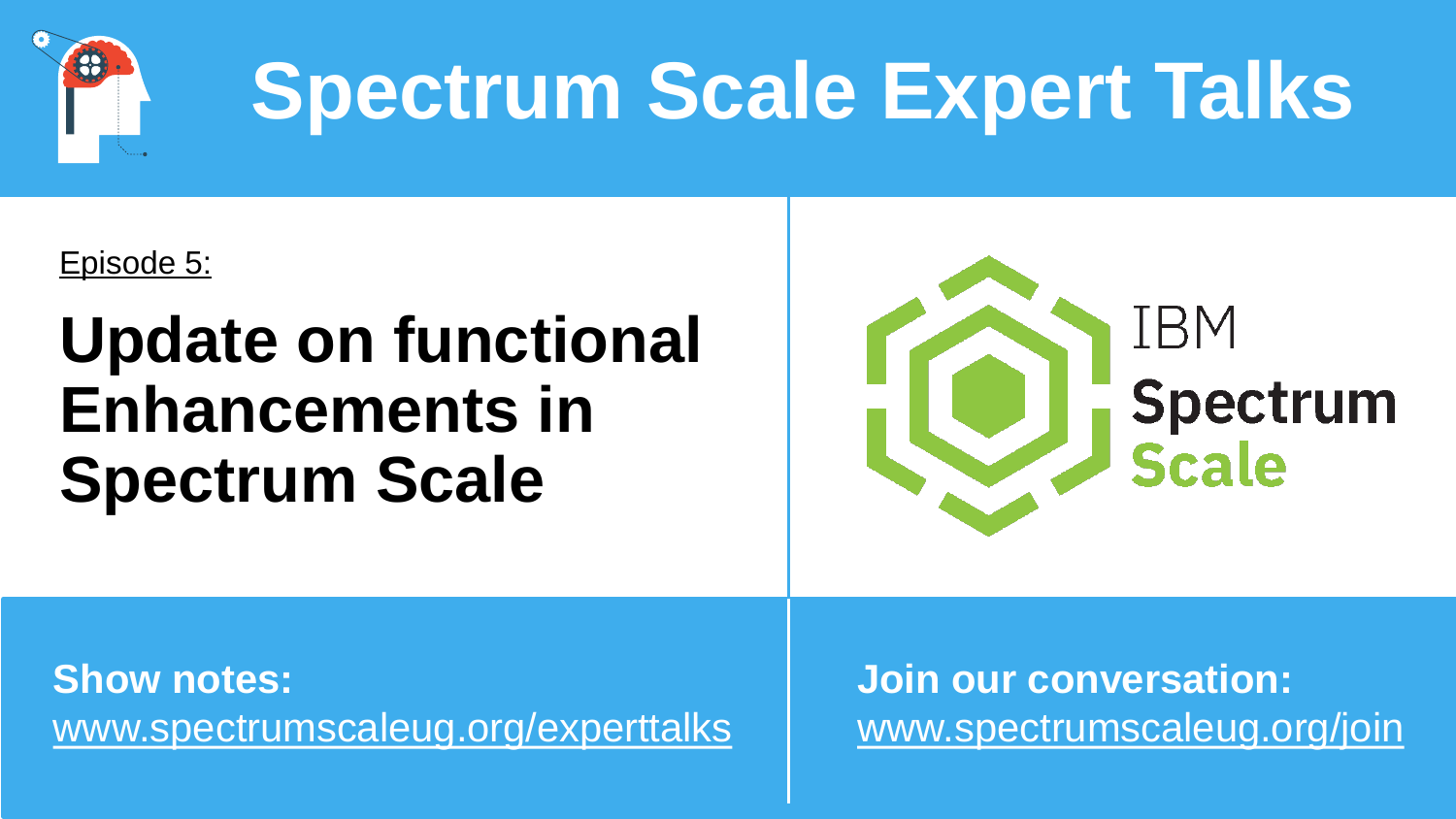# Spectrum Scale Expert Talks

Episode 5:

## Update on functional Enhancements in Spectrum Scale

IBM Spectrum Scale

**Show notes:**
www.spectrumscaleug.org/experttalks

**Join our conversation:**
www.spectrumscaleug.org/join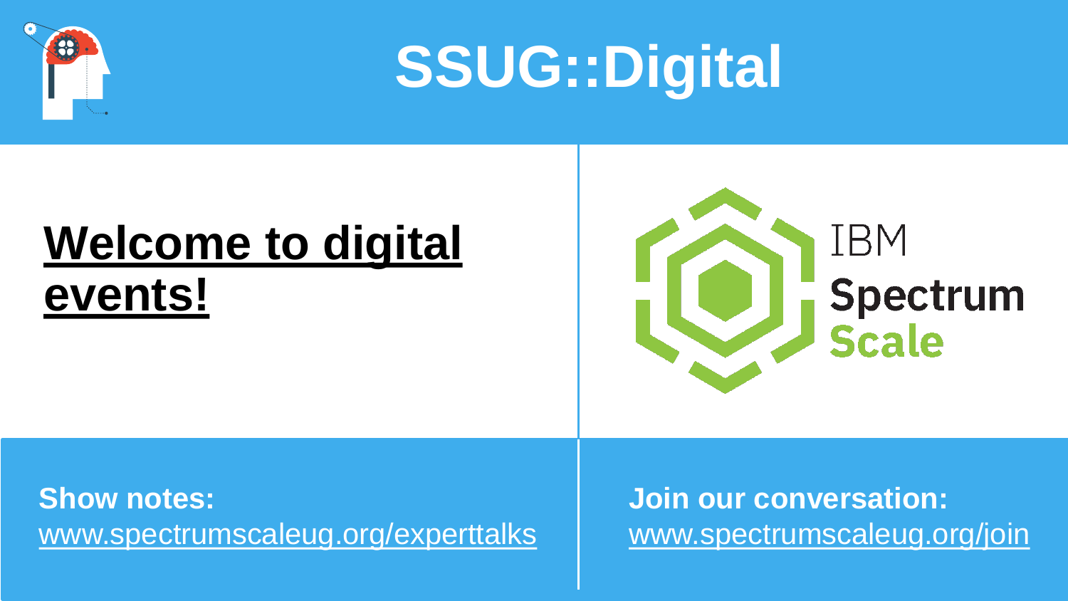# SSUG::Digital

**Welcome to digital events!**

IBM Spectrum Scale

**Show notes:**
www.spectrumscaleug.org/experttalks

**Join our conversation:**
www.spectrumscaleug.org/join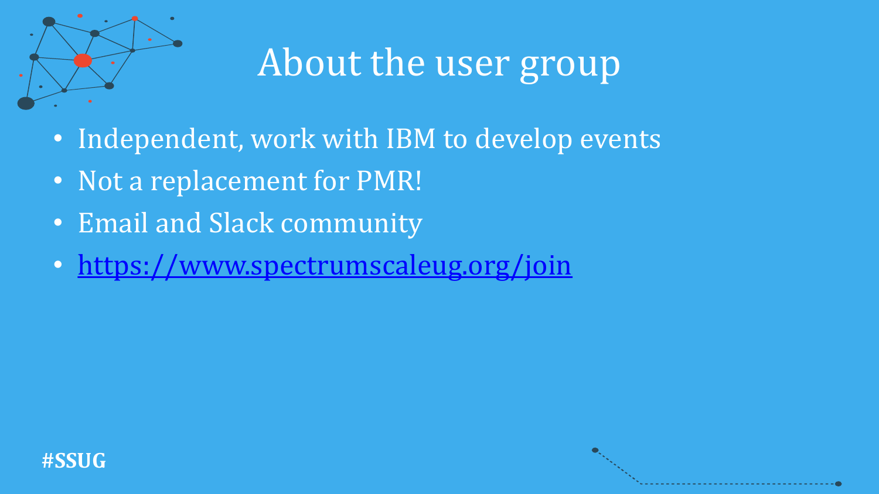# About the user group

- Independent, work with IBM to develop events
- Not a replacement for PMR!
- Email and Slack community
- https://www.spectrumscaleug.org/join

#SSUG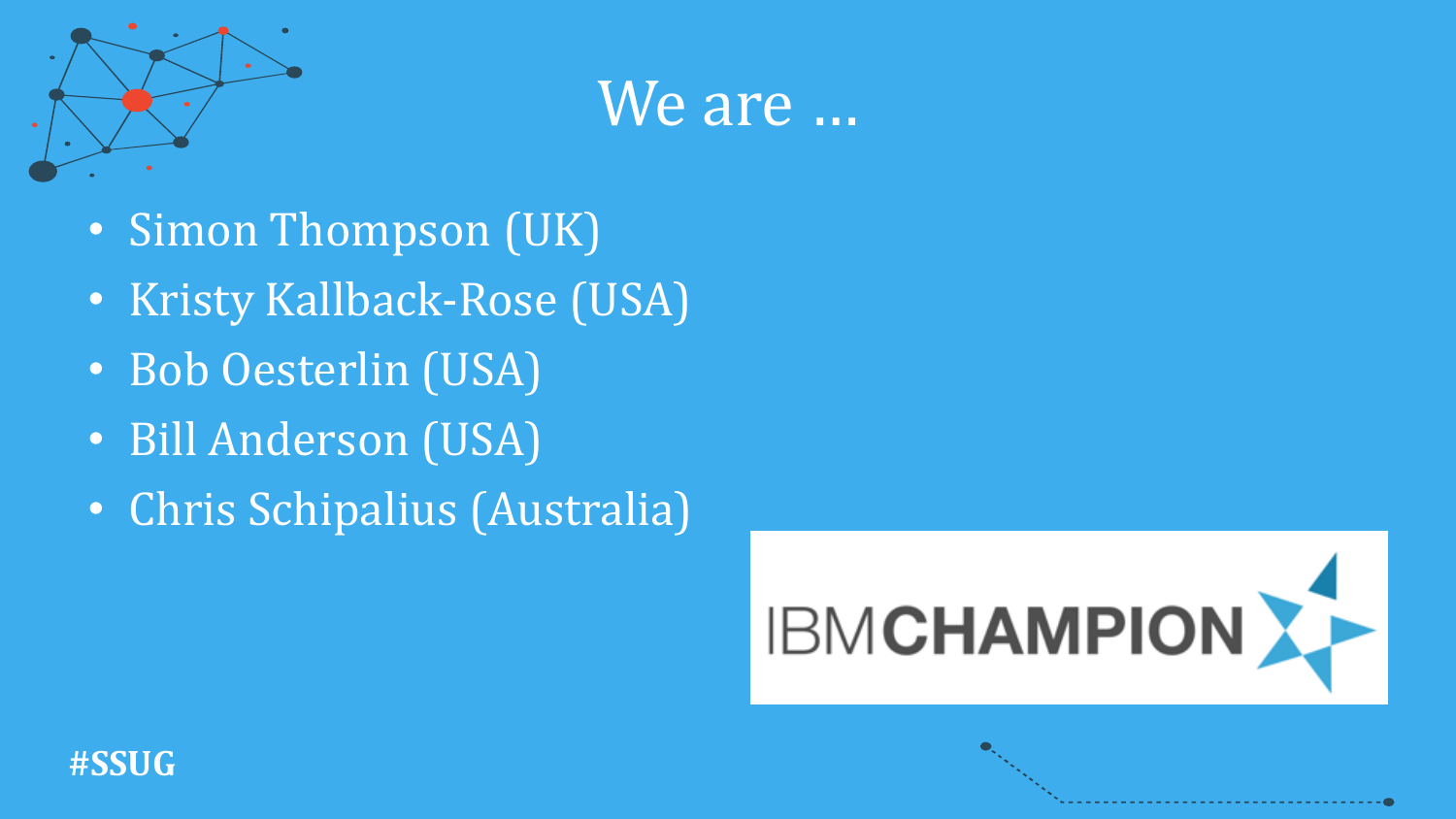# We are ...

- Simon Thompson (UK)
- Kristy Kallback-Rose (USA)
- Bob Oesterlin (USA)
- Bill Anderson (USA)
- Chris Schipalius (Australia)

IBM CHAMPION

#SSUG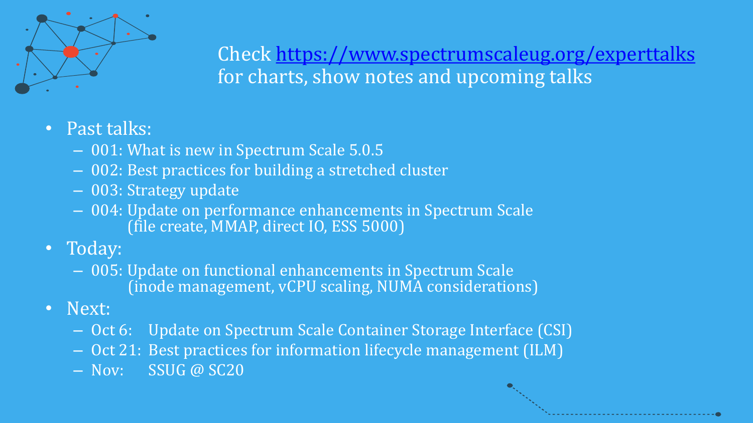Check [https://www.spectrumscaleug.org/experttalks](https://www.spectrumscaleug.org/experttalks) for charts, show notes and upcoming talks

- Past talks:
  - 001: What is new in Spectrum Scale 5.0.5
  - 002: Best practices for building a stretched cluster
  - 003: Strategy update
  - 004: Update on performance enhancements in Spectrum Scale (file create, MMAP, direct IO, ESS 5000)
- Today:
  - 005: Update on functional enhancements in Spectrum Scale (inode management, vCPU scaling, NUMA considerations)
- Next:
  - Oct 6: Update on Spectrum Scale Container Storage Interface (CSI)
  - Oct 21: Best practices for information lifecycle management (ILM)
  - Nov: SSUG @ SC20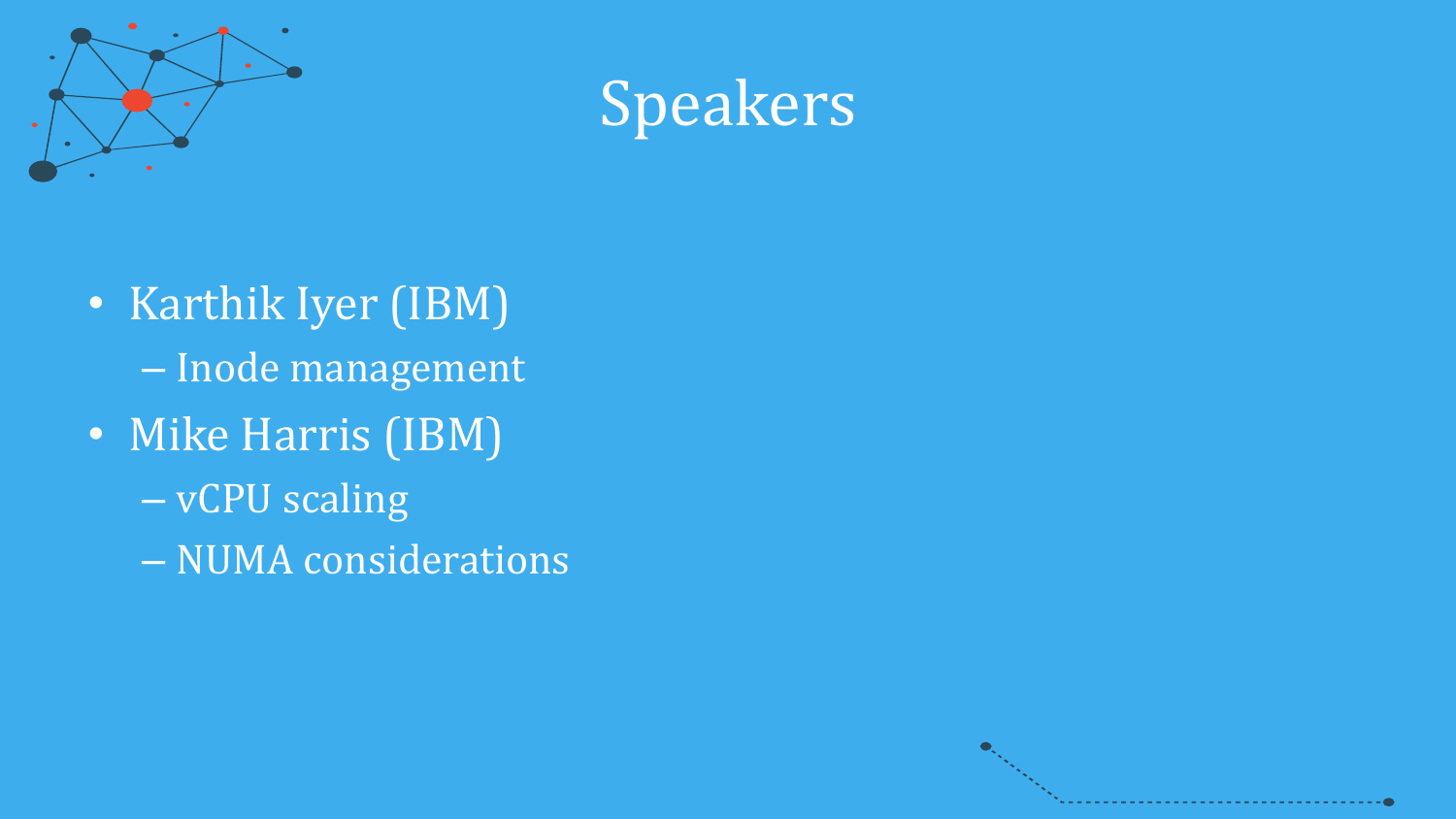# Speakers

- Karthik Iyer (IBM)
  - Inode management
- Mike Harris (IBM)
  - vCPU scaling
  - NUMA considerations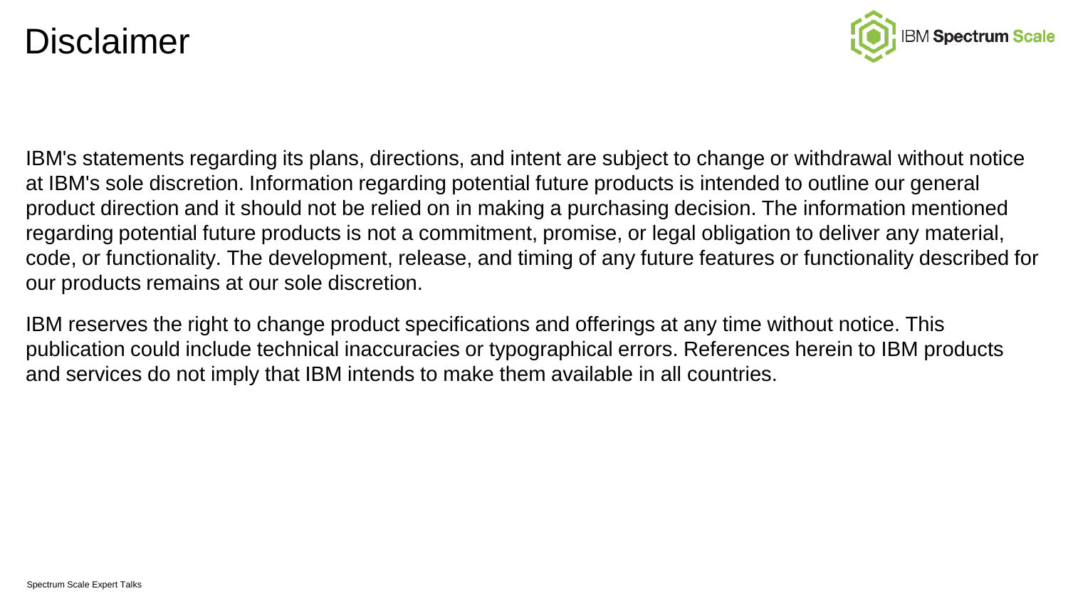# Disclaimer

IBM's statements regarding its plans, directions, and intent are subject to change or withdrawal without notice at IBM's sole discretion. Information regarding potential future products is intended to outline our general product direction and it should not be relied on in making a purchasing decision. The information mentioned regarding potential future products is not a commitment, promise, or legal obligation to deliver any material, code, or functionality. The development, release, and timing of any future features or functionality described for our products remains at our sole discretion.

IBM reserves the right to change product specifications and offerings at any time without notice. This publication could include technical inaccuracies or typographical errors. References herein to IBM products and services do not imply that IBM intends to make them available in all countries.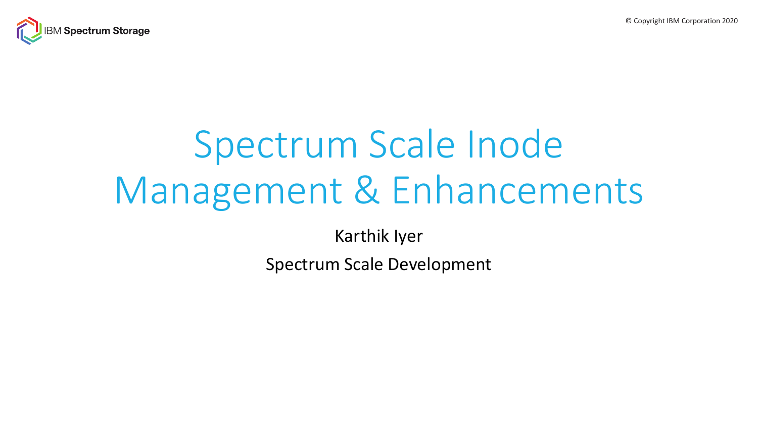# Spectrum Scale Inode Management & Enhancements

Karthik Iyer

Spectrum Scale Development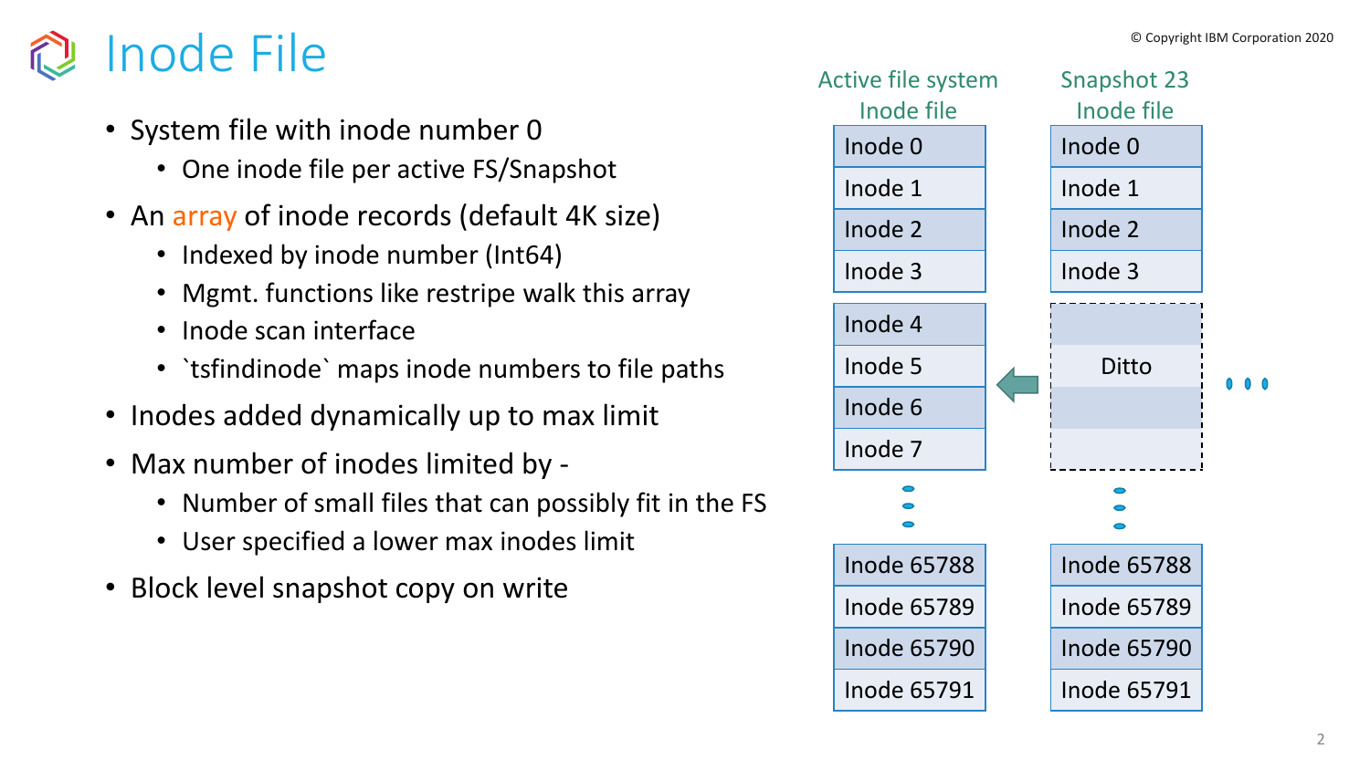# Inode File

- System file with inode number 0
  - One inode file per active FS/Snapshot
- An array of inode records (default 4K size)
  - Indexed by inode number (Int64)
  - Mgmt. functions like restripe walk this array
  - Inode scan interface
  - `tsfindinode` maps inode numbers to file paths
- Inodes added dynamically up to max limit
- Max number of inodes limited by -
  - Number of small files that can possibly fit in the FS
  - User specified a lower max inodes limit
- Block level snapshot copy on write

| Active file system Inode file | Snapshot 23 Inode file |
|---|---|
| Inode 0 | Inode 0 |
| Inode 1 | Inode 1 |
| Inode 2 | Inode 2 |
| Inode 3 | Inode 3 |
| Inode 4 | |
| Inode 5 | Ditto |
| Inode 6 | |
| Inode 7 | |
| ⋮ | ⋮ |
| Inode 65788 | Inode 65788 |
| Inode 65789 | Inode 65789 |
| Inode 65790 | Inode 65790 |
| Inode 65791 | Inode 65791 |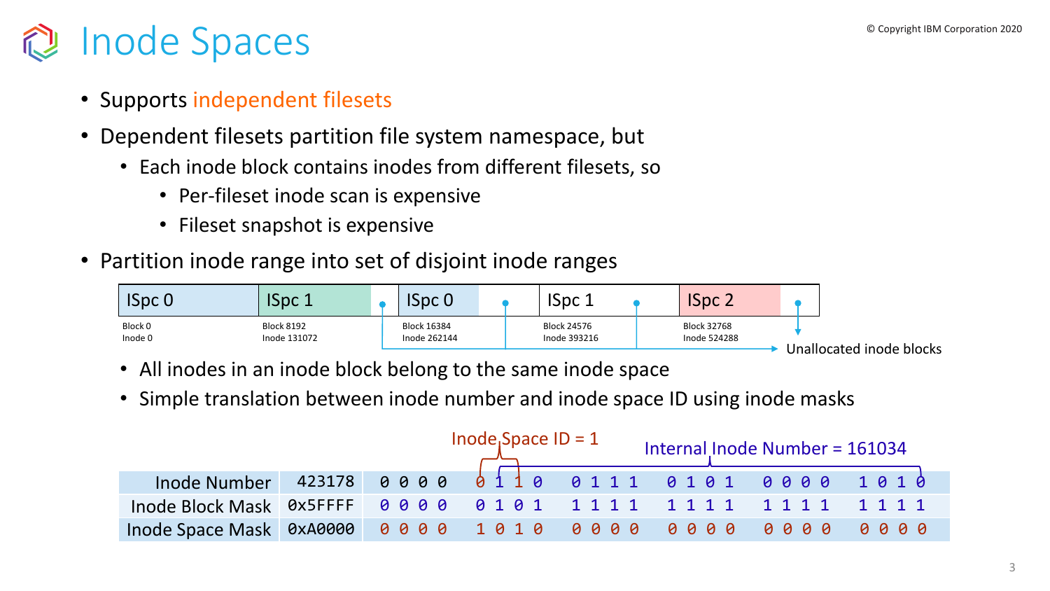# Inode Spaces

- Supports independent filesets
- Dependent filesets partition file system namespace, but
  - Each inode block contains inodes from different filesets, so
    - Per-fileset inode scan is expensive
    - Fileset snapshot is expensive
- Partition inode range into set of disjoint inode ranges

| ISpc 0 | ISpc 1 | ISpc 0 | ISpc 1 | ISpc 2 |
|---|---|---|---|---|
| Block 0 Inode 0 | Block 8192 Inode 131072 | Block 16384 Inode 262144 | Block 24576 Inode 393216 | Block 32768 Inode 524288 |

Unallocated inode blocks

  - All inodes in an inode block belong to the same inode space
  - Simple translation between inode number and inode space ID using inode masks

Inode Space ID = 1

Internal Inode Number = 161034

| | | | | | | | |
|---|---|---|---|---|---|---|---|
| Inode Number | 423178 | 0 0 0 0 | 0 1 1 0 | 0 1 1 1 | 0 1 0 1 | 0 0 0 0 | 1 0 1 0 |
| Inode Block Mask | 0x5FFFF | 0 0 0 0 | 0 1 0 1 | 1 1 1 1 | 1 1 1 1 | 1 1 1 1 | 1 1 1 1 |
| Inode Space Mask | 0xA0000 | 0 0 0 0 | 1 0 1 0 | 0 0 0 0 | 0 0 0 0 | 0 0 0 0 | 0 0 0 0 |

© Copyright IBM Corporation 2020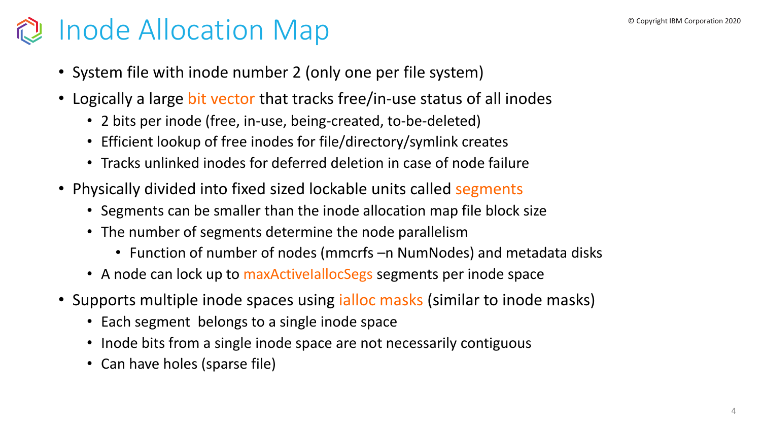# Inode Allocation Map

- System file with inode number 2 (only one per file system)
- Logically a large bit vector that tracks free/in-use status of all inodes
  - 2 bits per inode (free, in-use, being-created, to-be-deleted)
  - Efficient lookup of free inodes for file/directory/symlink creates
  - Tracks unlinked inodes for deferred deletion in case of node failure
- Physically divided into fixed sized lockable units called segments
  - Segments can be smaller than the inode allocation map file block size
  - The number of segments determine the node parallelism
    - Function of number of nodes (mmcrfs –n NumNodes) and metadata disks
  - A node can lock up to maxActiveIallocSegs segments per inode space
- Supports multiple inode spaces using ialloc masks (similar to inode masks)
  - Each segment belongs to a single inode space
  - Inode bits from a single inode space are not necessarily contiguous
  - Can have holes (sparse file)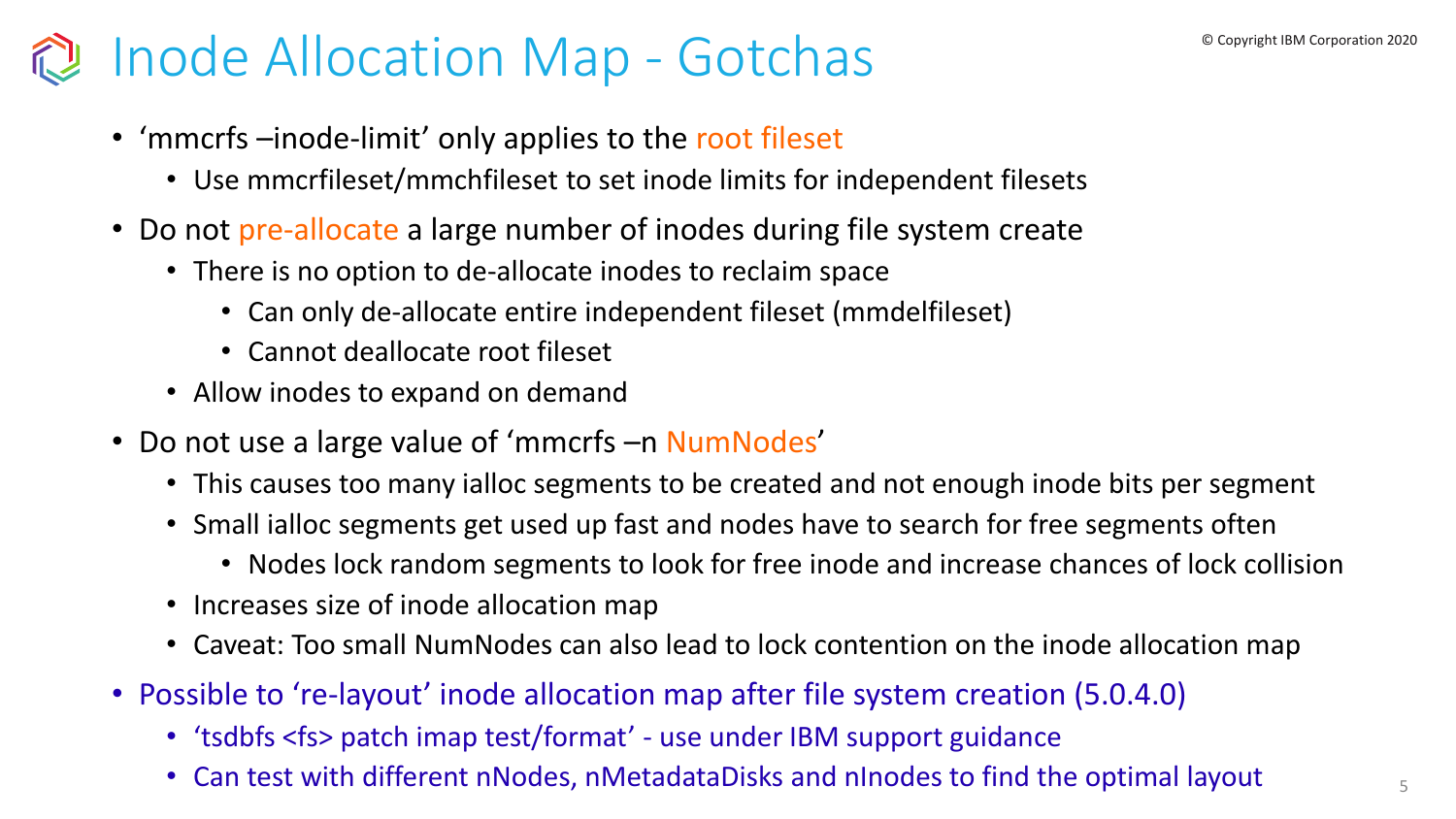# Inode Allocation Map - Gotchas

- 'mmcrfs –inode-limit' only applies to the root fileset
  - Use mmcrfileset/mmchfileset to set inode limits for independent filesets
- Do not pre-allocate a large number of inodes during file system create
  - There is no option to de-allocate inodes to reclaim space
    - Can only de-allocate entire independent fileset (mmdelfileset)
    - Cannot deallocate root fileset
  - Allow inodes to expand on demand
- Do not use a large value of 'mmcrfs –n NumNodes'
  - This causes too many ialloc segments to be created and not enough inode bits per segment
  - Small ialloc segments get used up fast and nodes have to search for free segments often
    - Nodes lock random segments to look for free inode and increase chances of lock collision
  - Increases size of inode allocation map
  - Caveat: Too small NumNodes can also lead to lock contention on the inode allocation map
- Possible to 're-layout' inode allocation map after file system creation (5.0.4.0)
  - 'tsdbfs <fs> patch imap test/format' - use under IBM support guidance
  - Can test with different nNodes, nMetadataDisks and nInodes to find the optimal layout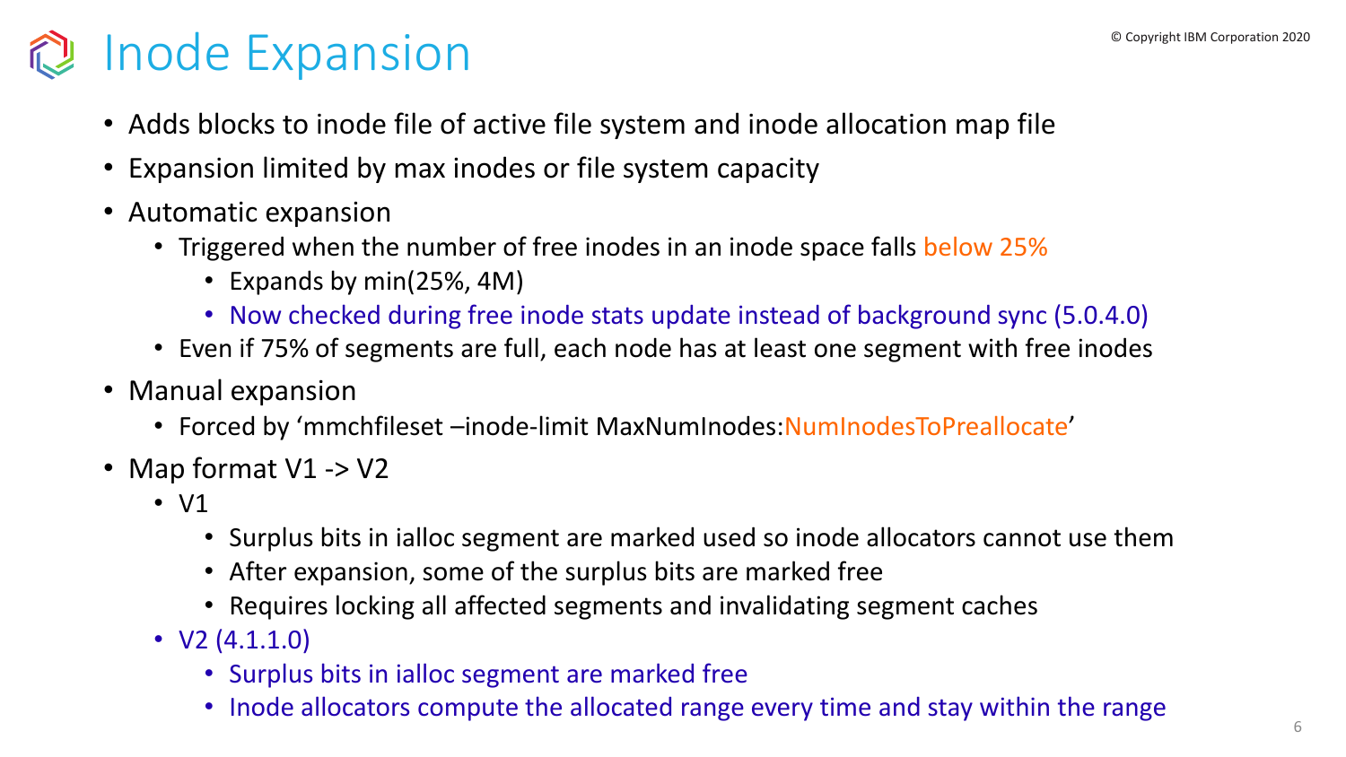# Inode Expansion

- Adds blocks to inode file of active file system and inode allocation map file
- Expansion limited by max inodes or file system capacity
- Automatic expansion
  - Triggered when the number of free inodes in an inode space falls below 25%
    - Expands by min(25%, 4M)
    - Now checked during free inode stats update instead of background sync (5.0.4.0)
  - Even if 75% of segments are full, each node has at least one segment with free inodes
- Manual expansion
  - Forced by 'mmchfileset –inode-limit MaxNumInodes:NumInodesToPreallocate'
- Map format V1 -> V2
  - V1
    - Surplus bits in ialloc segment are marked used so inode allocators cannot use them
    - After expansion, some of the surplus bits are marked free
    - Requires locking all affected segments and invalidating segment caches
  - V2 (4.1.1.0)
    - Surplus bits in ialloc segment are marked free
    - Inode allocators compute the allocated range every time and stay within the range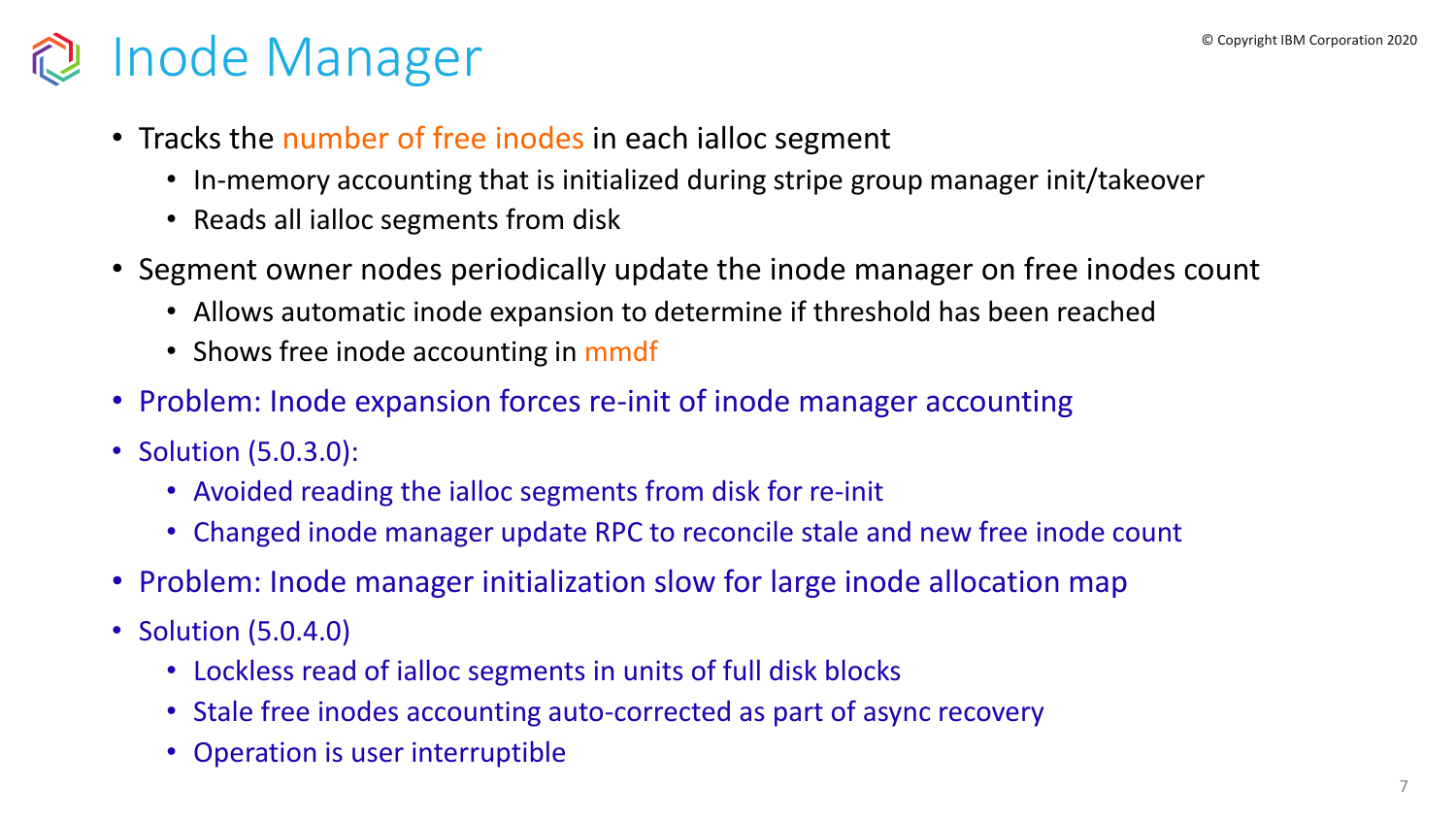# Inode Manager

- Tracks the number of free inodes in each ialloc segment
  - In-memory accounting that is initialized during stripe group manager init/takeover
  - Reads all ialloc segments from disk
- Segment owner nodes periodically update the inode manager on free inodes count
  - Allows automatic inode expansion to determine if threshold has been reached
  - Shows free inode accounting in mmdf
- Problem: Inode expansion forces re-init of inode manager accounting
- Solution (5.0.3.0):
  - Avoided reading the ialloc segments from disk for re-init
  - Changed inode manager update RPC to reconcile stale and new free inode count
- Problem: Inode manager initialization slow for large inode allocation map
- Solution (5.0.4.0)
  - Lockless read of ialloc segments in units of full disk blocks
  - Stale free inodes accounting auto-corrected as part of async recovery
  - Operation is user interruptible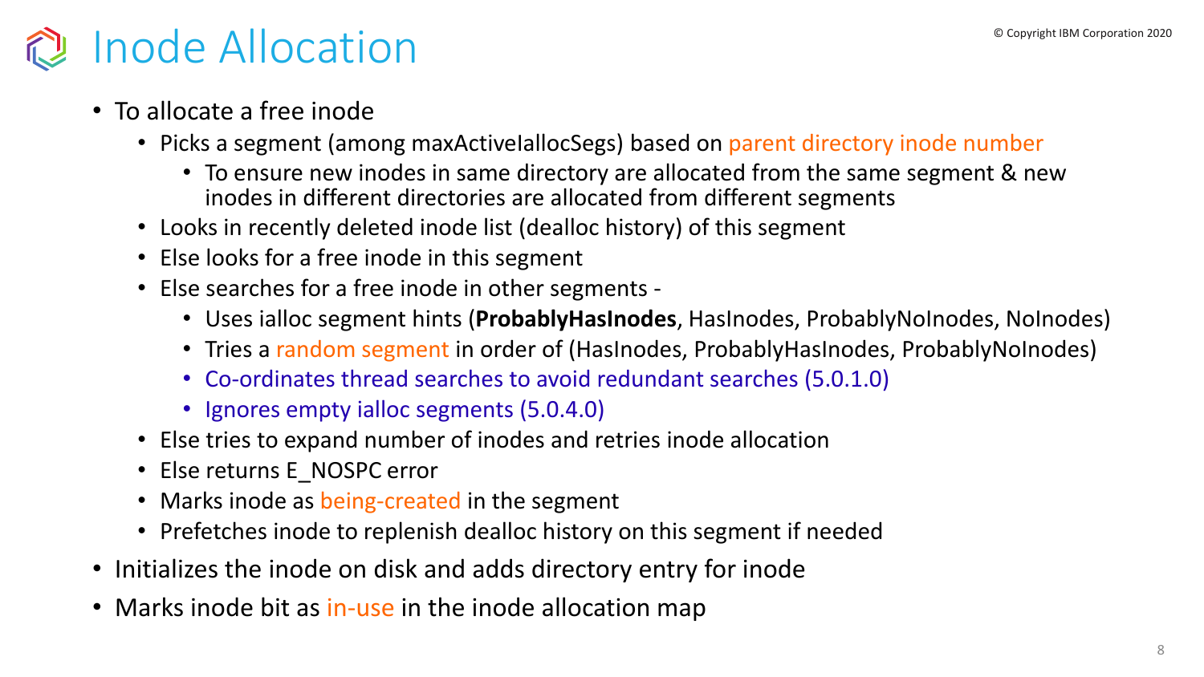# Inode Allocation

- To allocate a free inode
  - Picks a segment (among maxActiveIallocSegs) based on parent directory inode number
    - To ensure new inodes in same directory are allocated from the same segment & new inodes in different directories are allocated from different segments
  - Looks in recently deleted inode list (dealloc history) of this segment
  - Else looks for a free inode in this segment
  - Else searches for a free inode in other segments -
    - Uses ialloc segment hints (**ProbablyHasInodes**, HasInodes, ProbablyNoInodes, NoInodes)
    - Tries a random segment in order of (HasInodes, ProbablyHasInodes, ProbablyNoInodes)
    - Co-ordinates thread searches to avoid redundant searches (5.0.1.0)
    - Ignores empty ialloc segments (5.0.4.0)
  - Else tries to expand number of inodes and retries inode allocation
  - Else returns E_NOSPC error
  - Marks inode as being-created in the segment
  - Prefetches inode to replenish dealloc history on this segment if needed
- Initializes the inode on disk and adds directory entry for inode
- Marks inode bit as in-use in the inode allocation map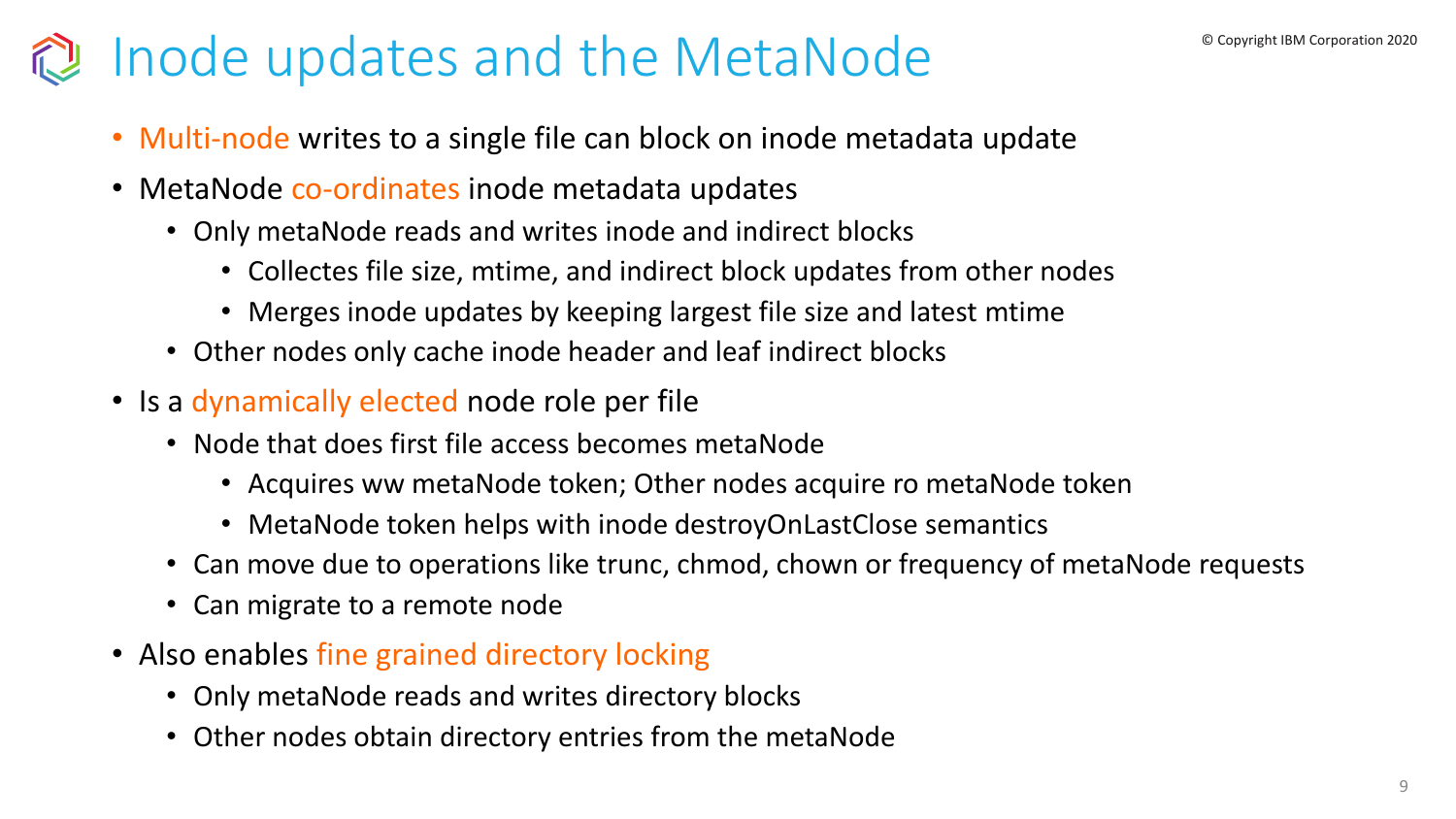# Inode updates and the MetaNode

- Multi-node writes to a single file can block on inode metadata update
- MetaNode co-ordinates inode metadata updates
  - Only metaNode reads and writes inode and indirect blocks
    - Collectes file size, mtime, and indirect block updates from other nodes
    - Merges inode updates by keeping largest file size and latest mtime
  - Other nodes only cache inode header and leaf indirect blocks
- Is a dynamically elected node role per file
  - Node that does first file access becomes metaNode
    - Acquires ww metaNode token; Other nodes acquire ro metaNode token
    - MetaNode token helps with inode destroyOnLastClose semantics
  - Can move due to operations like trunc, chmod, chown or frequency of metaNode requests
  - Can migrate to a remote node
- Also enables fine grained directory locking
  - Only metaNode reads and writes directory blocks
  - Other nodes obtain directory entries from the metaNode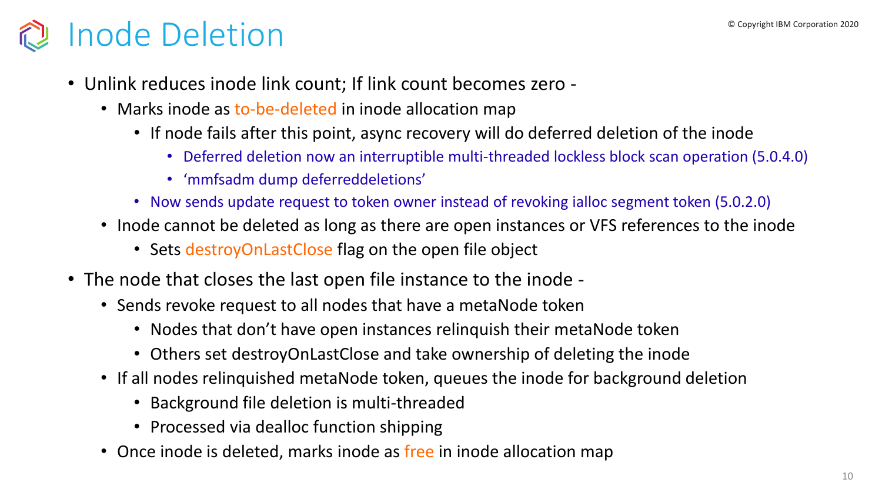# Inode Deletion

- Unlink reduces inode link count; If link count becomes zero -
  - Marks inode as to-be-deleted in inode allocation map
    - If node fails after this point, async recovery will do deferred deletion of the inode
      - Deferred deletion now an interruptible multi-threaded lockless block scan operation (5.0.4.0)
      - 'mmfsadm dump deferreddeletions'
    - Now sends update request to token owner instead of revoking ialloc segment token (5.0.2.0)
  - Inode cannot be deleted as long as there are open instances or VFS references to the inode
    - Sets destroyOnLastClose flag on the open file object
- The node that closes the last open file instance to the inode -
  - Sends revoke request to all nodes that have a metaNode token
    - Nodes that don't have open instances relinquish their metaNode token
    - Others set destroyOnLastClose and take ownership of deleting the inode
  - If all nodes relinquished metaNode token, queues the inode for background deletion
    - Background file deletion is multi-threaded
    - Processed via dealloc function shipping
  - Once inode is deleted, marks inode as free in inode allocation map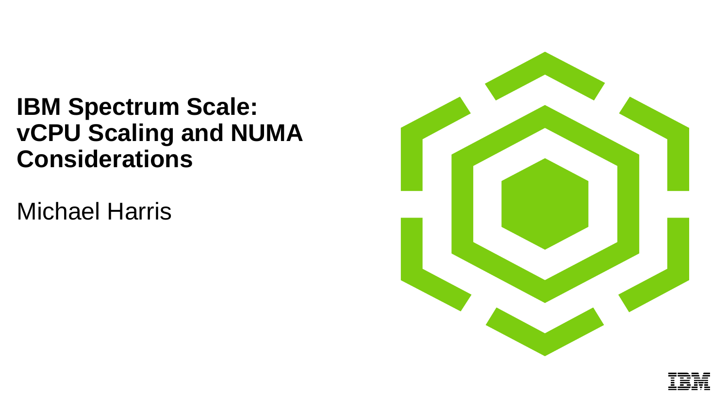# IBM Spectrum Scale: vCPU Scaling and NUMA Considerations

Michael Harris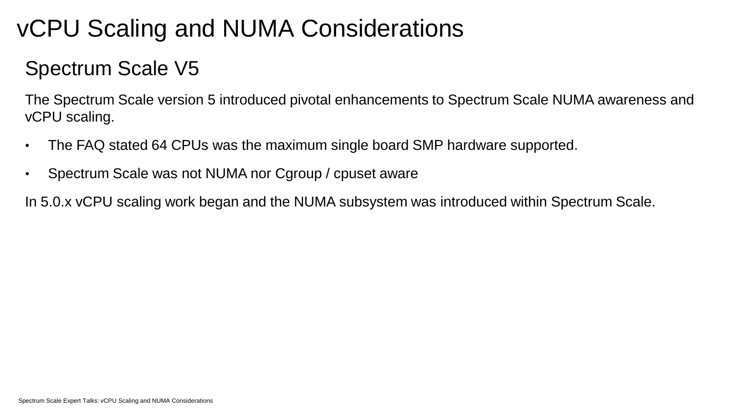# vCPU Scaling and NUMA Considerations

## Spectrum Scale V5

The Spectrum Scale version 5 introduced pivotal enhancements to Spectrum Scale NUMA awareness and vCPU scaling.

- The FAQ stated 64 CPUs was the maximum single board SMP hardware supported.
- Spectrum Scale was not NUMA nor Cgroup / cpuset aware

In 5.0.x vCPU scaling work began and the NUMA subsystem was introduced within Spectrum Scale.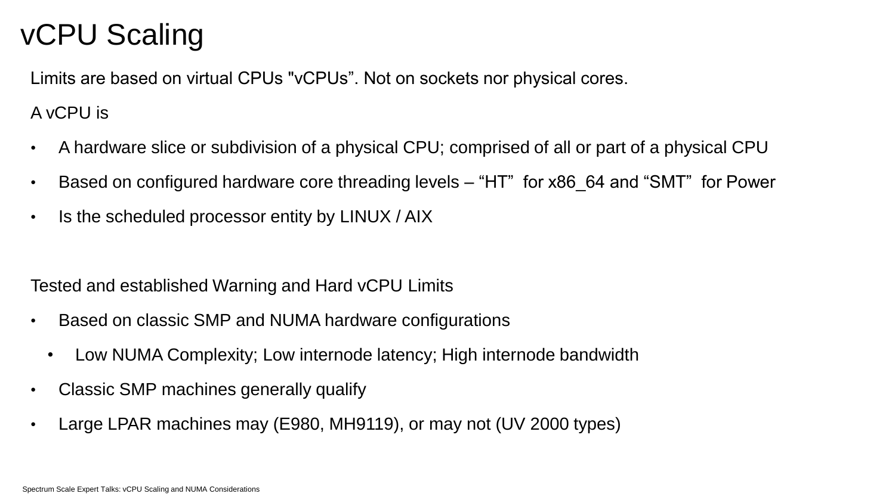# vCPU Scaling

Limits are based on virtual CPUs "vCPUs”. Not on sockets nor physical cores.

A vCPU is

- A hardware slice or subdivision of a physical CPU; comprised of all or part of a physical CPU
- Based on configured hardware core threading levels – “HT” for x86_64 and “SMT” for Power
- Is the scheduled processor entity by LINUX / AIX

Tested and established Warning and Hard vCPU Limits

- Based on classic SMP and NUMA hardware configurations
  - Low NUMA Complexity; Low internode latency; High internode bandwidth
- Classic SMP machines generally qualify
- Large LPAR machines may (E980, MH9119), or may not (UV 2000 types)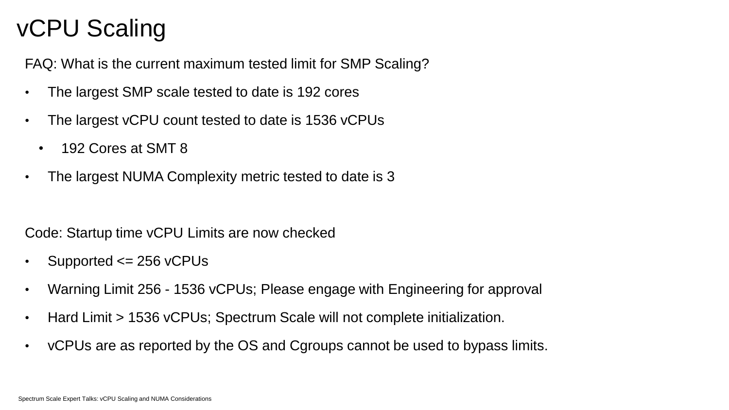# vCPU Scaling

FAQ: What is the current maximum tested limit for SMP Scaling?

- The largest SMP scale tested to date is 192 cores
- The largest vCPU count tested to date is 1536 vCPUs
  - 192 Cores at SMT 8
- The largest NUMA Complexity metric tested to date is 3

Code: Startup time vCPU Limits are now checked

- Supported <= 256 vCPUs
- Warning Limit 256 - 1536 vCPUs; Please engage with Engineering for approval
- Hard Limit > 1536 vCPUs; Spectrum Scale will not complete initialization.
- vCPUs are as reported by the OS and Cgroups cannot be used to bypass limits.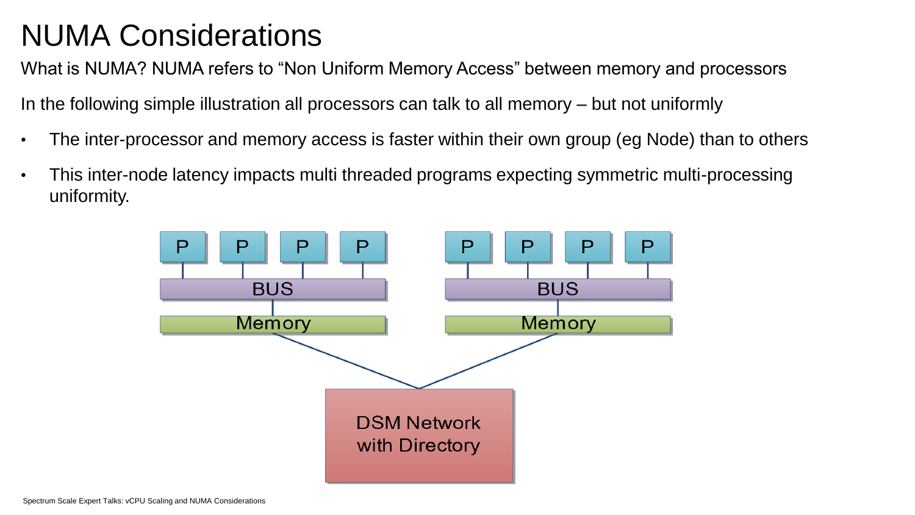# NUMA Considerations

What is NUMA? NUMA refers to "Non Uniform Memory Access" between memory and processors

In the following simple illustration all processors can talk to all memory – but not uniformly

- The inter-processor and memory access is faster within their own group (eg Node) than to others
- This inter-node latency impacts multi threaded programs expecting symmetric multi-processing uniformity.

P P P P P P P P

BUS BUS

Memory Memory

DSM Network with Directory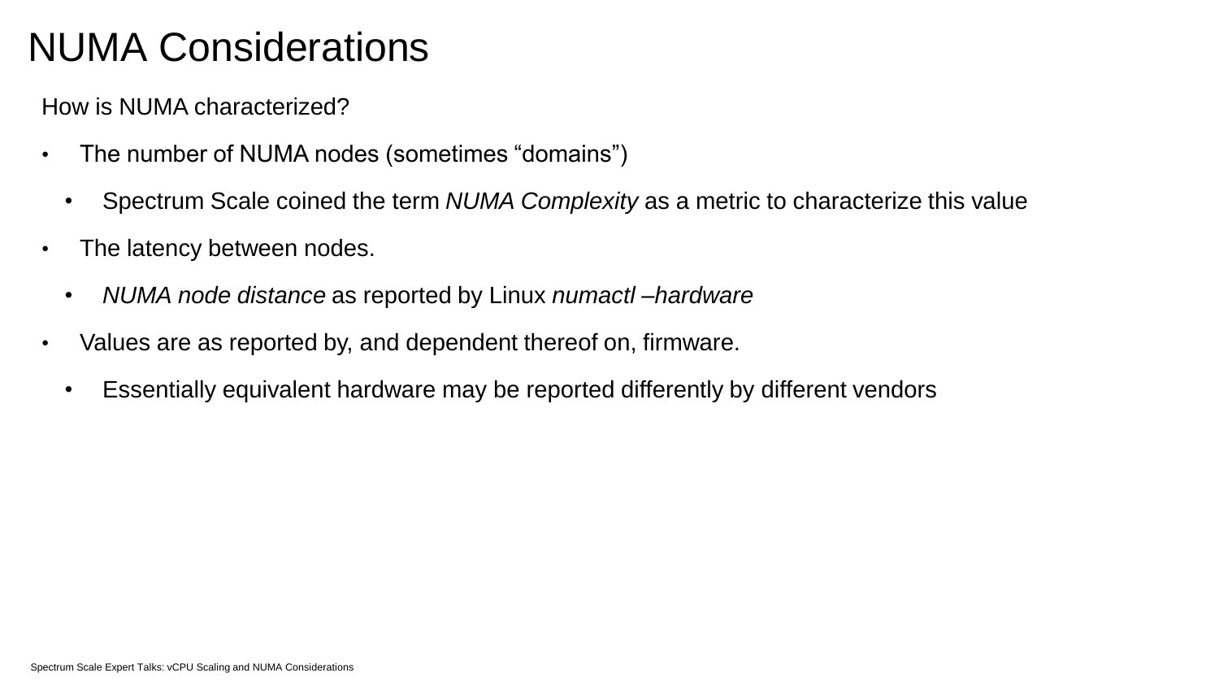# NUMA Considerations

How is NUMA characterized?

- The number of NUMA nodes (sometimes “domains”)
  - Spectrum Scale coined the term *NUMA Complexity* as a metric to characterize this value
- The latency between nodes.
  - *NUMA node distance* as reported by Linux *numactl –hardware*
- Values are as reported by, and dependent thereof on, firmware.
  - Essentially equivalent hardware may be reported differently by different vendors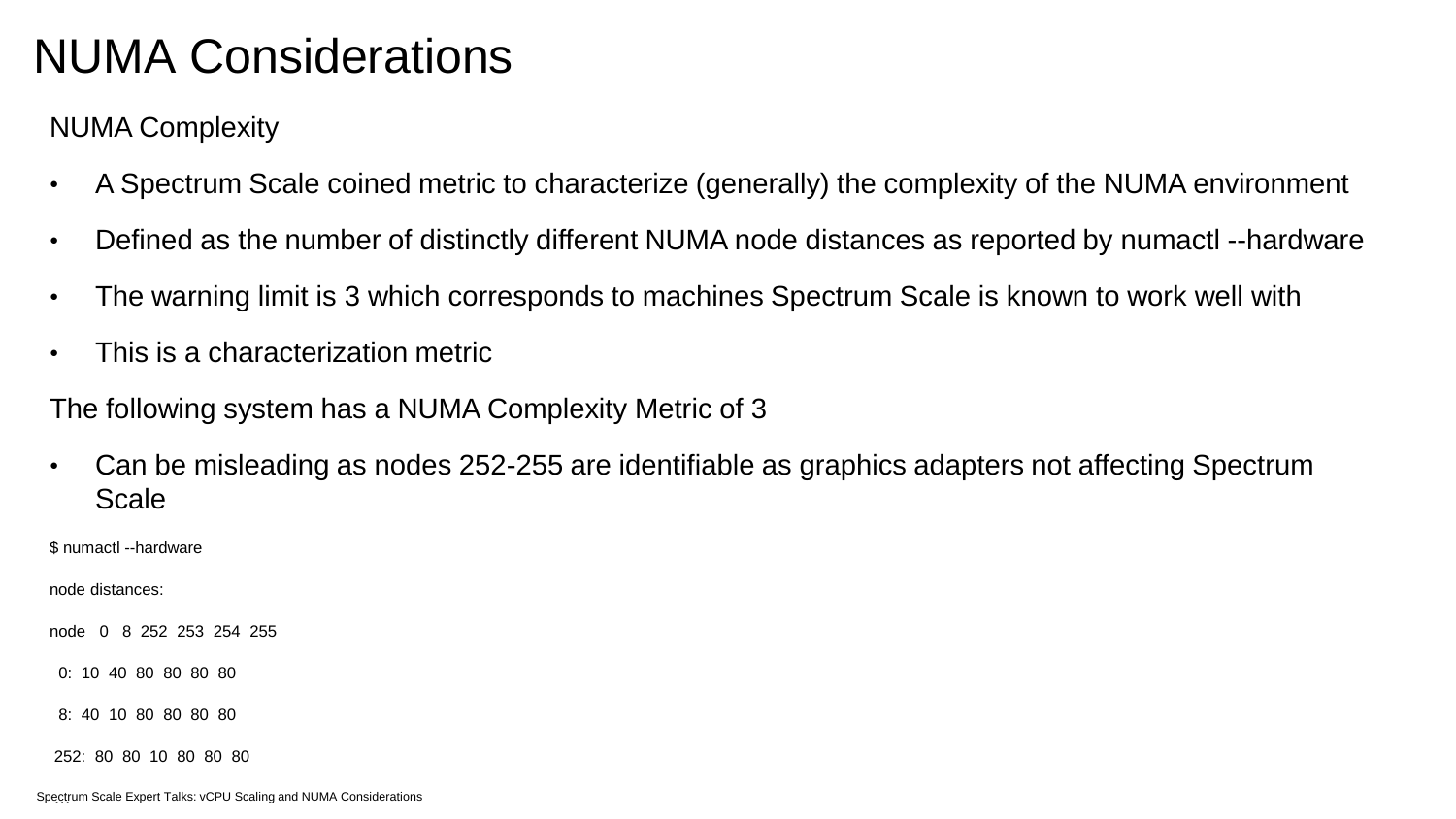# NUMA Considerations

NUMA Complexity

- A Spectrum Scale coined metric to characterize (generally) the complexity of the NUMA environment
- Defined as the number of distinctly different NUMA node distances as reported by numactl --hardware
- The warning limit is 3 which corresponds to machines Spectrum Scale is known to work well with
- This is a characterization metric

The following system has a NUMA Complexity Metric of 3

- Can be misleading as nodes 252-255 are identifiable as graphics adapters not affecting Spectrum Scale

```
$ numactl --hardware
node distances:
node   0   8  252  253  254  255
  0:  10  40  80  80  80  80
  8:  40  10  80  80  80  80
 252:  80  80  10  80  80  80
…
```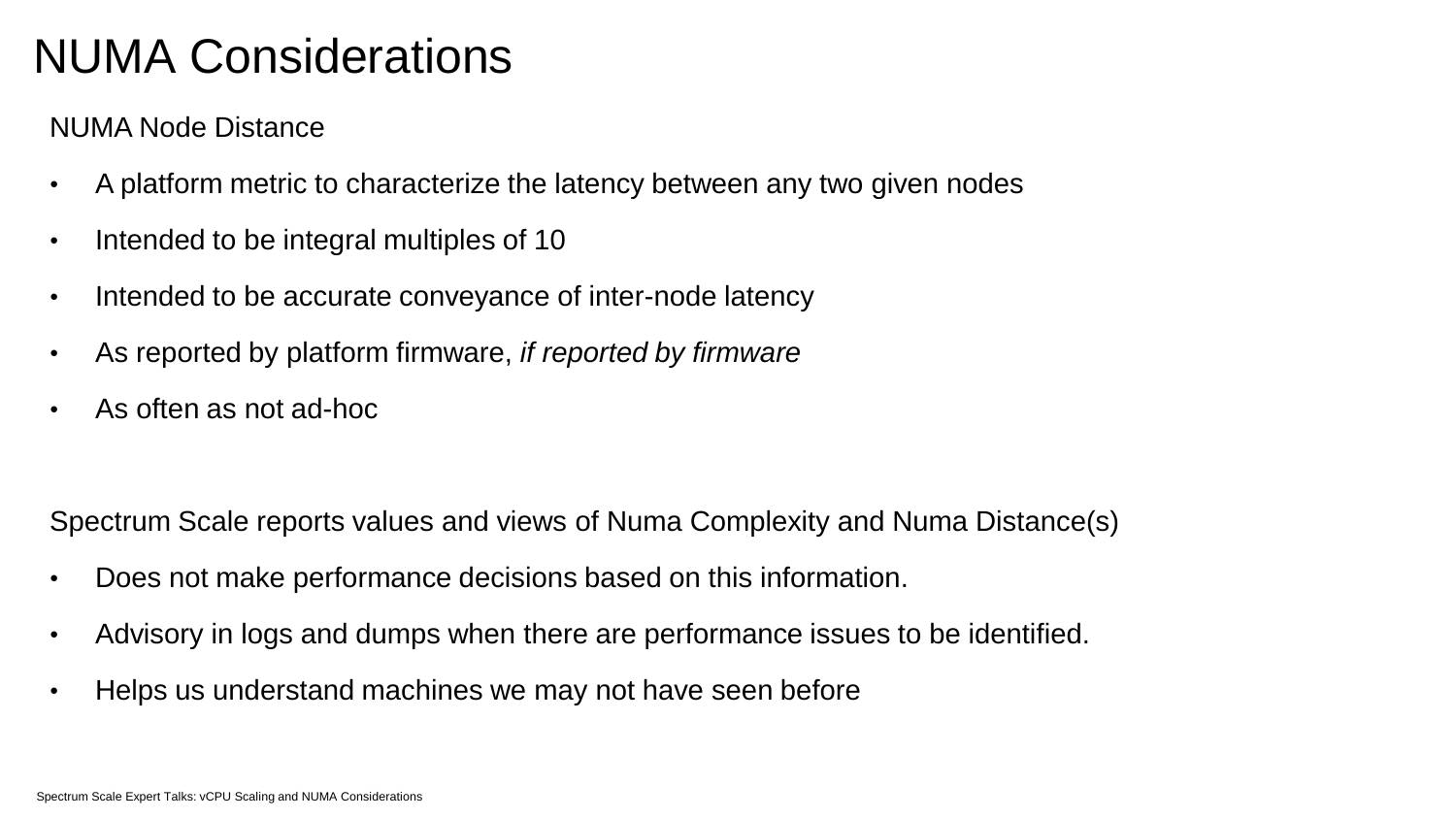# NUMA Considerations

NUMA Node Distance

- A platform metric to characterize the latency between any two given nodes
- Intended to be integral multiples of 10
- Intended to be accurate conveyance of inter-node latency
- As reported by platform firmware, *if reported by firmware*
- As often as not ad-hoc

Spectrum Scale reports values and views of Numa Complexity and Numa Distance(s)

- Does not make performance decisions based on this information.
- Advisory in logs and dumps when there are performance issues to be identified.
- Helps us understand machines we may not have seen before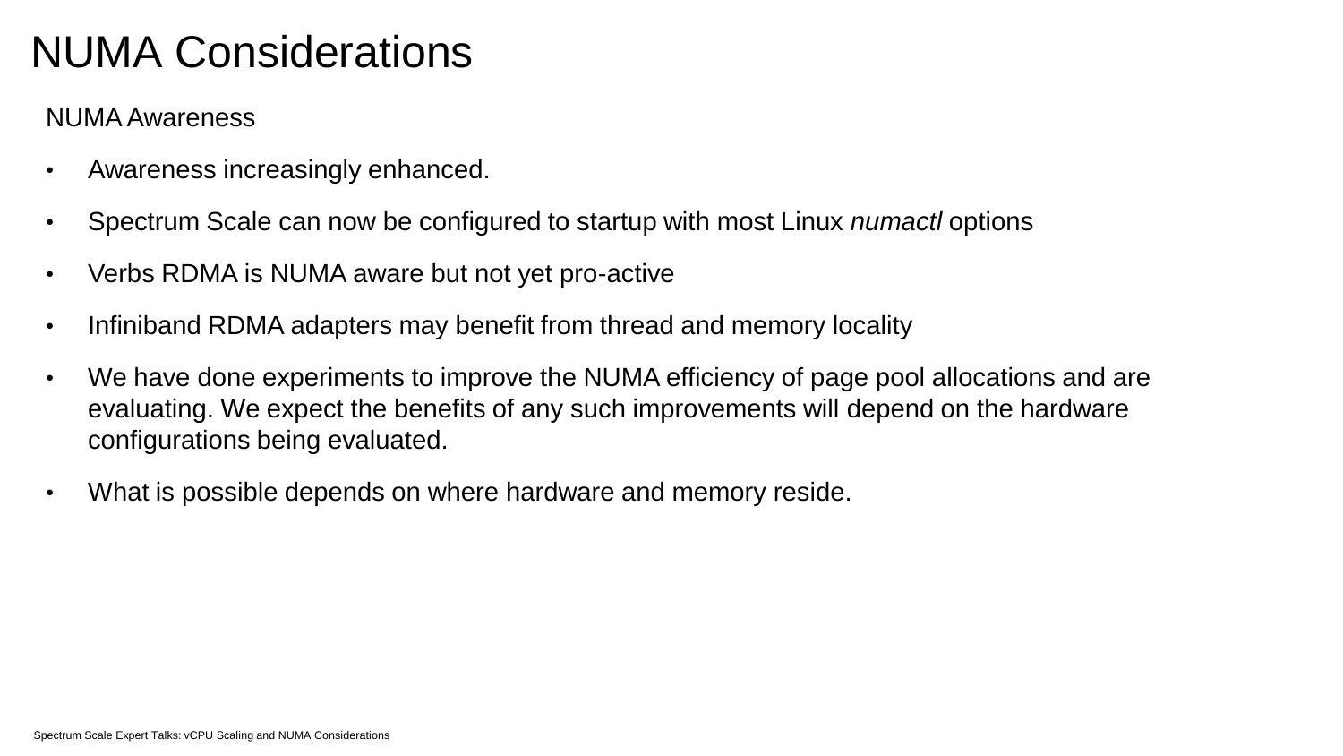# NUMA Considerations

NUMA Awareness

- Awareness increasingly enhanced.
- Spectrum Scale can now be configured to startup with most Linux *numactl* options
- Verbs RDMA is NUMA aware but not yet pro-active
- Infiniband RDMA adapters may benefit from thread and memory locality
- We have done experiments to improve the NUMA efficiency of page pool allocations and are evaluating. We expect the benefits of any such improvements will depend on the hardware configurations being evaluated.
- What is possible depends on where hardware and memory reside.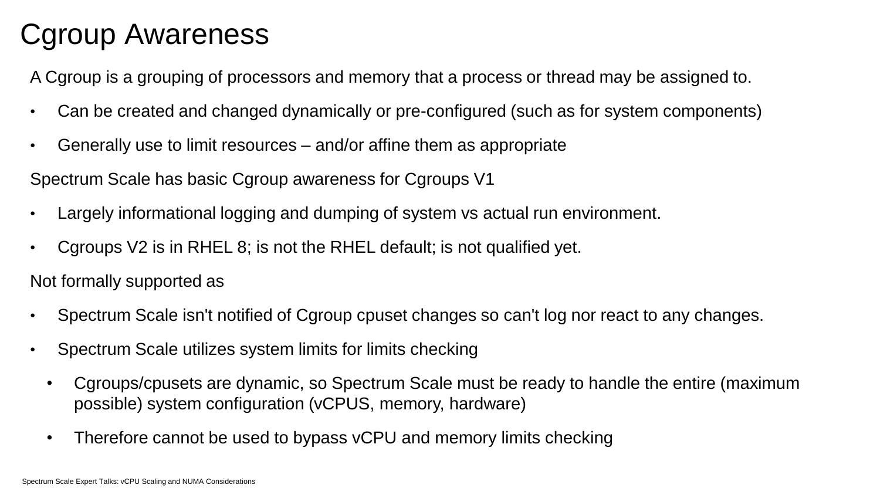# Cgroup Awareness

A Cgroup is a grouping of processors and memory that a process or thread may be assigned to.

- Can be created and changed dynamically or pre-configured (such as for system components)
- Generally use to limit resources – and/or affine them as appropriate

Spectrum Scale has basic Cgroup awareness for Cgroups V1

- Largely informational logging and dumping of system vs actual run environment.
- Cgroups V2 is in RHEL 8; is not the RHEL default; is not qualified yet.

Not formally supported as

- Spectrum Scale isn't notified of Cgroup cpuset changes so can't log nor react to any changes.
- Spectrum Scale utilizes system limits for limits checking
  - Cgroups/cpusets are dynamic, so Spectrum Scale must be ready to handle the entire (maximum possible) system configuration (vCPUS, memory, hardware)
  - Therefore cannot be used to bypass vCPU and memory limits checking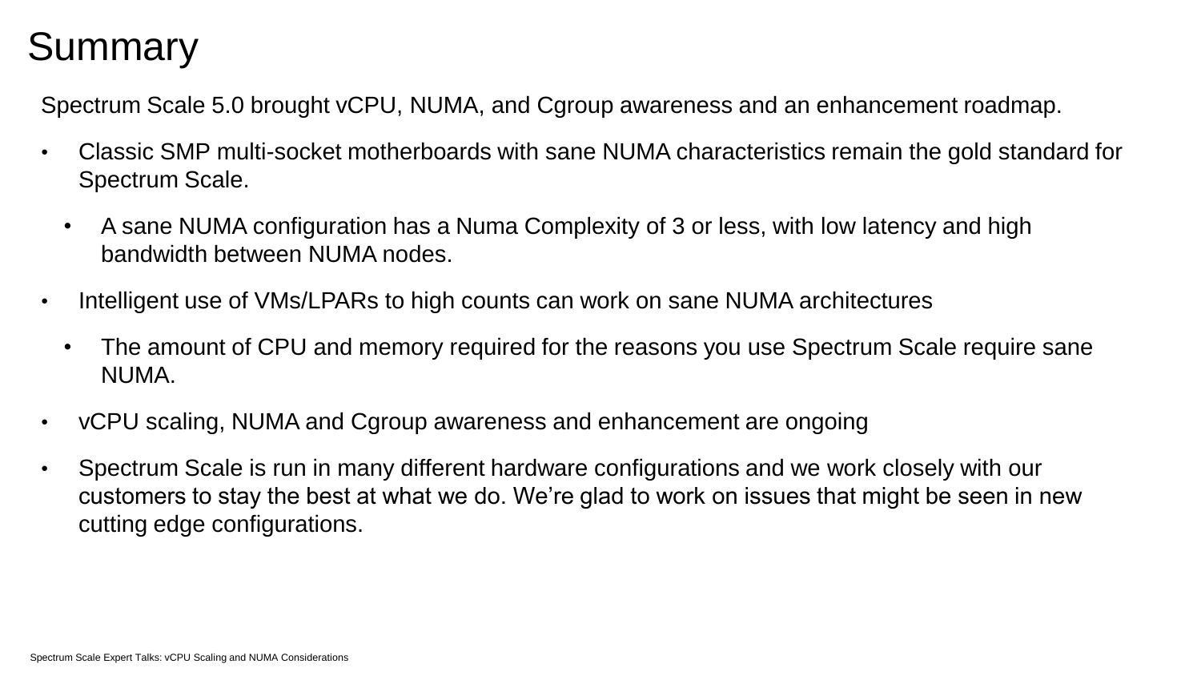# Summary

Spectrum Scale 5.0 brought vCPU, NUMA, and Cgroup awareness and an enhancement roadmap.

- Classic SMP multi-socket motherboards with sane NUMA characteristics remain the gold standard for Spectrum Scale.
  - A sane NUMA configuration has a Numa Complexity of 3 or less, with low latency and high bandwidth between NUMA nodes.
- Intelligent use of VMs/LPARs to high counts can work on sane NUMA architectures
  - The amount of CPU and memory required for the reasons you use Spectrum Scale require sane NUMA.
- vCPU scaling, NUMA and Cgroup awareness and enhancement are ongoing
- Spectrum Scale is run in many different hardware configurations and we work closely with our customers to stay the best at what we do. We're glad to work on issues that might be seen in new cutting edge configurations.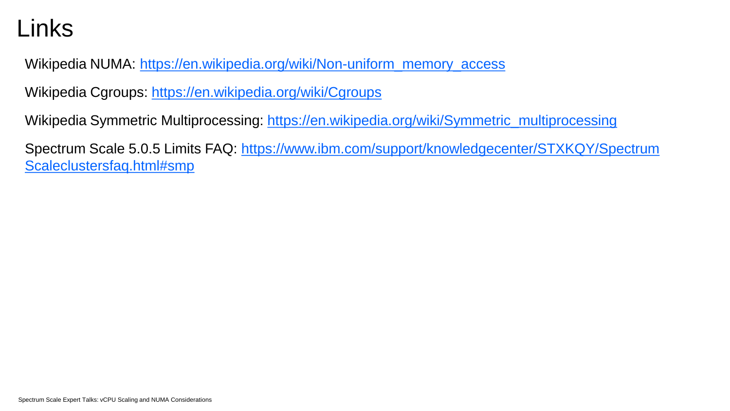# Links

Wikipedia NUMA: https://en.wikipedia.org/wiki/Non-uniform_memory_access

Wikipedia Cgroups: https://en.wikipedia.org/wiki/Cgroups

Wikipedia Symmetric Multiprocessing: https://en.wikipedia.org/wiki/Symmetric_multiprocessing

Spectrum Scale 5.0.5 Limits FAQ: https://www.ibm.com/support/knowledgecenter/STXKQY/Spectrum Scaleclustersfaq.html#smp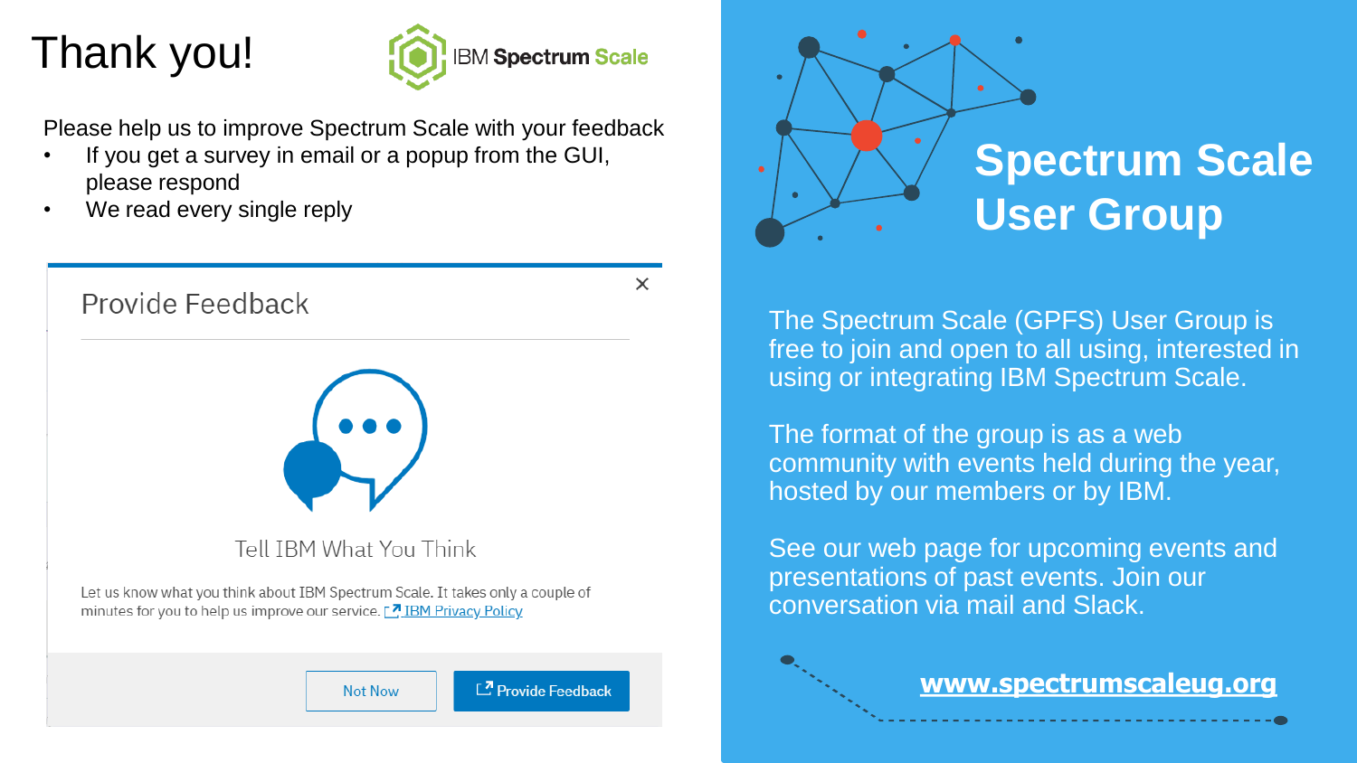# Thank you!

IBM Spectrum Scale

Please help us to improve Spectrum Scale with your feedback

- If you get a survey in email or a popup from the GUI, please respond
- We read every single reply

Provide Feedback

Tell IBM What You Think

Let us know what you think about IBM Spectrum Scale. It takes only a couple of minutes for you to help us improve our service. IBM Privacy Policy

Not Now | Provide Feedback

## Spectrum Scale User Group

The Spectrum Scale (GPFS) User Group is free to join and open to all using, interested in using or integrating IBM Spectrum Scale.

The format of the group is as a web community with events held during the year, hosted by our members or by IBM.

See our web page for upcoming events and presentations of past events. Join our conversation via mail and Slack.

**www.spectrumscaleug.org**